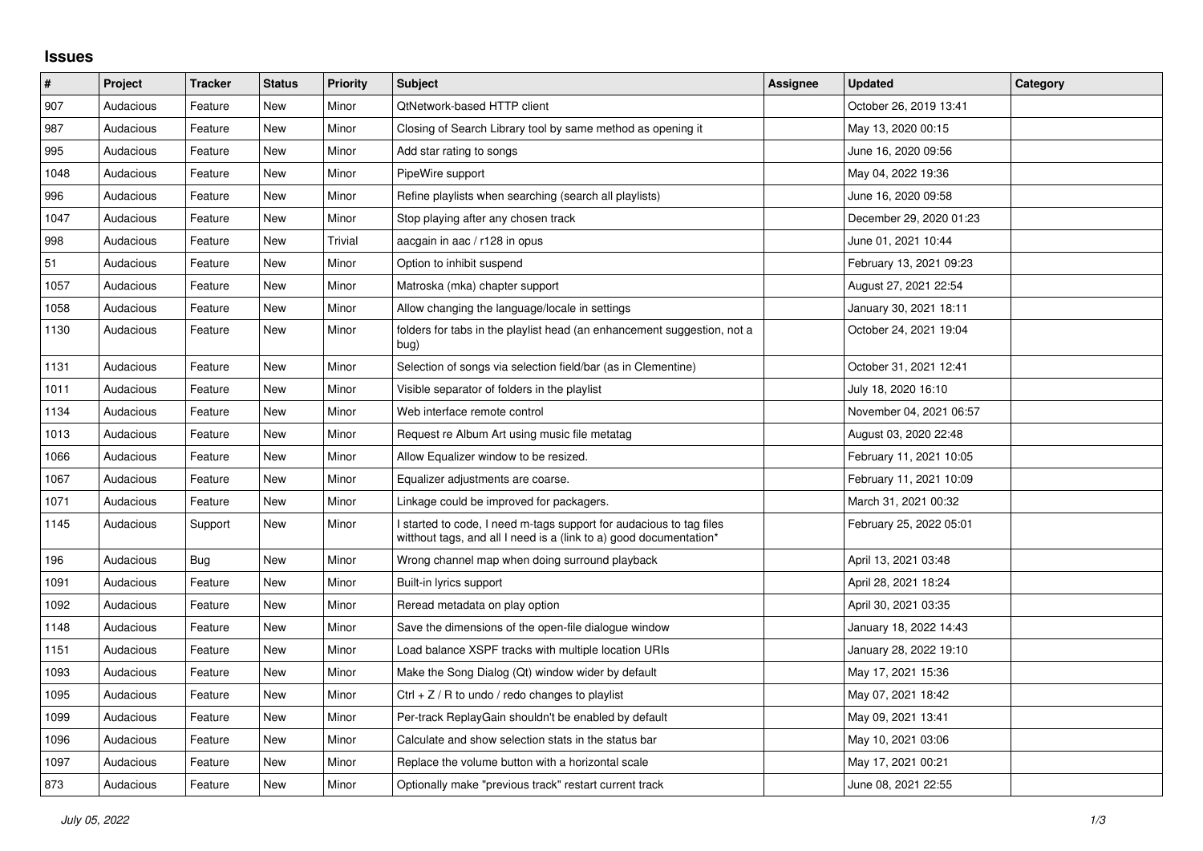## Issues

| # | Project | Tracker | Status | Priority | Subject | Assignee | Updated | Category |
|---|---|---|---|---|---|---|---|---|
| 907 | Audacious | Feature | New | Minor | QtNetwork-based HTTP client | | October 26, 2019 13:41 | |
| 987 | Audacious | Feature | New | Minor | Closing of Search Library tool by same method as opening it | | May 13, 2020 00:15 | |
| 995 | Audacious | Feature | New | Minor | Add star rating to songs | | June 16, 2020 09:56 | |
| 1048 | Audacious | Feature | New | Minor | PipeWire support | | May 04, 2022 19:36 | |
| 996 | Audacious | Feature | New | Minor | Refine playlists when searching (search all playlists) | | June 16, 2020 09:58 | |
| 1047 | Audacious | Feature | New | Minor | Stop playing after any chosen track | | December 29, 2020 01:23 | |
| 998 | Audacious | Feature | New | Trivial | aacgain in aac / r128 in opus | | June 01, 2021 10:44 | |
| 51 | Audacious | Feature | New | Minor | Option to inhibit suspend | | February 13, 2021 09:23 | |
| 1057 | Audacious | Feature | New | Minor | Matroska (mka) chapter support | | August 27, 2021 22:54 | |
| 1058 | Audacious | Feature | New | Minor | Allow changing the language/locale in settings | | January 30, 2021 18:11 | |
| 1130 | Audacious | Feature | New | Minor | folders for tabs in the playlist head (an enhancement suggestion, not a bug) | | October 24, 2021 19:04 | |
| 1131 | Audacious | Feature | New | Minor | Selection of songs via selection field/bar (as in Clementine) | | October 31, 2021 12:41 | |
| 1011 | Audacious | Feature | New | Minor | Visible separator of folders in the playlist | | July 18, 2020 16:10 | |
| 1134 | Audacious | Feature | New | Minor | Web interface remote control | | November 04, 2021 06:57 | |
| 1013 | Audacious | Feature | New | Minor | Request re Album Art using music file metatag | | August 03, 2020 22:48 | |
| 1066 | Audacious | Feature | New | Minor | Allow Equalizer window to be resized. | | February 11, 2021 10:05 | |
| 1067 | Audacious | Feature | New | Minor | Equalizer adjustments are coarse. | | February 11, 2021 10:09 | |
| 1071 | Audacious | Feature | New | Minor | Linkage could be improved for packagers. | | March 31, 2021 00:32 | |
| 1145 | Audacious | Support | New | Minor | I started to code, I need m-tags support for audacious to tag files witthout tags, and all I need is a (link to a) good documentation* | | February 25, 2022 05:01 | |
| 196 | Audacious | Bug | New | Minor | Wrong channel map when doing surround playback | | April 13, 2021 03:48 | |
| 1091 | Audacious | Feature | New | Minor | Built-in lyrics support | | April 28, 2021 18:24 | |
| 1092 | Audacious | Feature | New | Minor | Reread metadata on play option | | April 30, 2021 03:35 | |
| 1148 | Audacious | Feature | New | Minor | Save the dimensions of the open-file dialogue window | | January 18, 2022 14:43 | |
| 1151 | Audacious | Feature | New | Minor | Load balance XSPF tracks with multiple location URIs | | January 28, 2022 19:10 | |
| 1093 | Audacious | Feature | New | Minor | Make the Song Dialog (Qt) window wider by default | | May 17, 2021 15:36 | |
| 1095 | Audacious | Feature | New | Minor | Ctrl + Z / R to undo / redo changes to playlist | | May 07, 2021 18:42 | |
| 1099 | Audacious | Feature | New | Minor | Per-track ReplayGain shouldn't be enabled by default | | May 09, 2021 13:41 | |
| 1096 | Audacious | Feature | New | Minor | Calculate and show selection stats in the status bar | | May 10, 2021 03:06 | |
| 1097 | Audacious | Feature | New | Minor | Replace the volume button with a horizontal scale | | May 17, 2021 00:21 | |
| 873 | Audacious | Feature | New | Minor | Optionally make "previous track" restart current track | | June 08, 2021 22:55 | |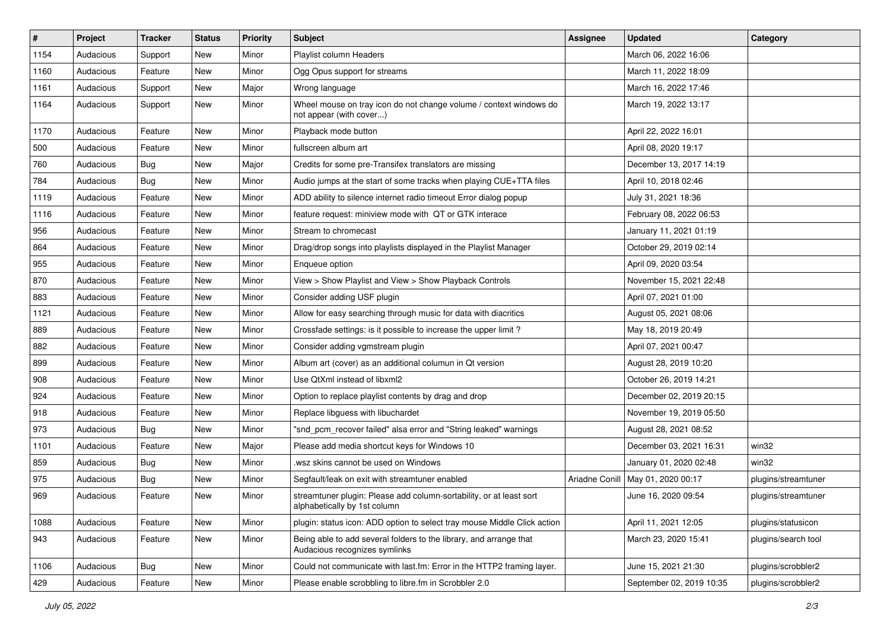| # | Project | Tracker | Status | Priority | Subject | Assignee | Updated | Category |
|---|---|---|---|---|---|---|---|---|
| 1154 | Audacious | Support | New | Minor | Playlist column Headers | | March 06, 2022 16:06 | |
| 1160 | Audacious | Feature | New | Minor | Ogg Opus support for streams | | March 11, 2022 18:09 | |
| 1161 | Audacious | Support | New | Major | Wrong language | | March 16, 2022 17:46 | |
| 1164 | Audacious | Support | New | Minor | Wheel mouse on tray icon do not change volume / context windows do not appear (with cover...) | | March 19, 2022 13:17 | |
| 1170 | Audacious | Feature | New | Minor | Playback mode button | | April 22, 2022 16:01 | |
| 500 | Audacious | Feature | New | Minor | fullscreen album art | | April 08, 2020 19:17 | |
| 760 | Audacious | Bug | New | Major | Credits for some pre-Transifex translators are missing | | December 13, 2017 14:19 | |
| 784 | Audacious | Bug | New | Minor | Audio jumps at the start of some tracks when playing CUE+TTA files | | April 10, 2018 02:46 | |
| 1119 | Audacious | Feature | New | Minor | ADD ability to silence internet radio timeout Error dialog popup | | July 31, 2021 18:36 | |
| 1116 | Audacious | Feature | New | Minor | feature request: miniview mode with QT or GTK interace | | February 08, 2022 06:53 | |
| 956 | Audacious | Feature | New | Minor | Stream to chromecast | | January 11, 2021 01:19 | |
| 864 | Audacious | Feature | New | Minor | Drag/drop songs into playlists displayed in the Playlist Manager | | October 29, 2019 02:14 | |
| 955 | Audacious | Feature | New | Minor | Enqueue option | | April 09, 2020 03:54 | |
| 870 | Audacious | Feature | New | Minor | View > Show Playlist and View > Show Playback Controls | | November 15, 2021 22:48 | |
| 883 | Audacious | Feature | New | Minor | Consider adding USF plugin | | April 07, 2021 01:00 | |
| 1121 | Audacious | Feature | New | Minor | Allow for easy searching through music for data with diacritics | | August 05, 2021 08:06 | |
| 889 | Audacious | Feature | New | Minor | Crossfade settings: is it possible to increase the upper limit ? | | May 18, 2019 20:49 | |
| 882 | Audacious | Feature | New | Minor | Consider adding vgmstream plugin | | April 07, 2021 00:47 | |
| 899 | Audacious | Feature | New | Minor | Album art (cover) as an additional columun in Qt version | | August 28, 2019 10:20 | |
| 908 | Audacious | Feature | New | Minor | Use QtXml instead of libxml2 | | October 26, 2019 14:21 | |
| 924 | Audacious | Feature | New | Minor | Option to replace playlist contents by drag and drop | | December 02, 2019 20:15 | |
| 918 | Audacious | Feature | New | Minor | Replace libguess with libuchardet | | November 19, 2019 05:50 | |
| 973 | Audacious | Bug | New | Minor | "snd_pcm_recover failed" alsa error and "String leaked" warnings | | August 28, 2021 08:52 | |
| 1101 | Audacious | Feature | New | Major | Please add media shortcut keys for Windows 10 | | December 03, 2021 16:31 | win32 |
| 859 | Audacious | Bug | New | Minor | .wsz skins cannot be used on Windows | | January 01, 2020 02:48 | win32 |
| 975 | Audacious | Bug | New | Minor | Segfault/leak on exit with streamtuner enabled | Ariadne Conill | May 01, 2020 00:17 | plugins/streamtuner |
| 969 | Audacious | Feature | New | Minor | streamtuner plugin: Please add column-sortability, or at least sort alphabetically by 1st column | | June 16, 2020 09:54 | plugins/streamtuner |
| 1088 | Audacious | Feature | New | Minor | plugin: status icon: ADD option to select tray mouse Middle Click action | | April 11, 2021 12:05 | plugins/statusicon |
| 943 | Audacious | Feature | New | Minor | Being able to add several folders to the library, and arrange that Audacious recognizes symlinks | | March 23, 2020 15:41 | plugins/search tool |
| 1106 | Audacious | Bug | New | Minor | Could not communicate with last.fm: Error in the HTTP2 framing layer. | | June 15, 2021 21:30 | plugins/scrobbler2 |
| 429 | Audacious | Feature | New | Minor | Please enable scrobbling to libre.fm in Scrobbler 2.0 | | September 02, 2019 10:35 | plugins/scrobbler2 |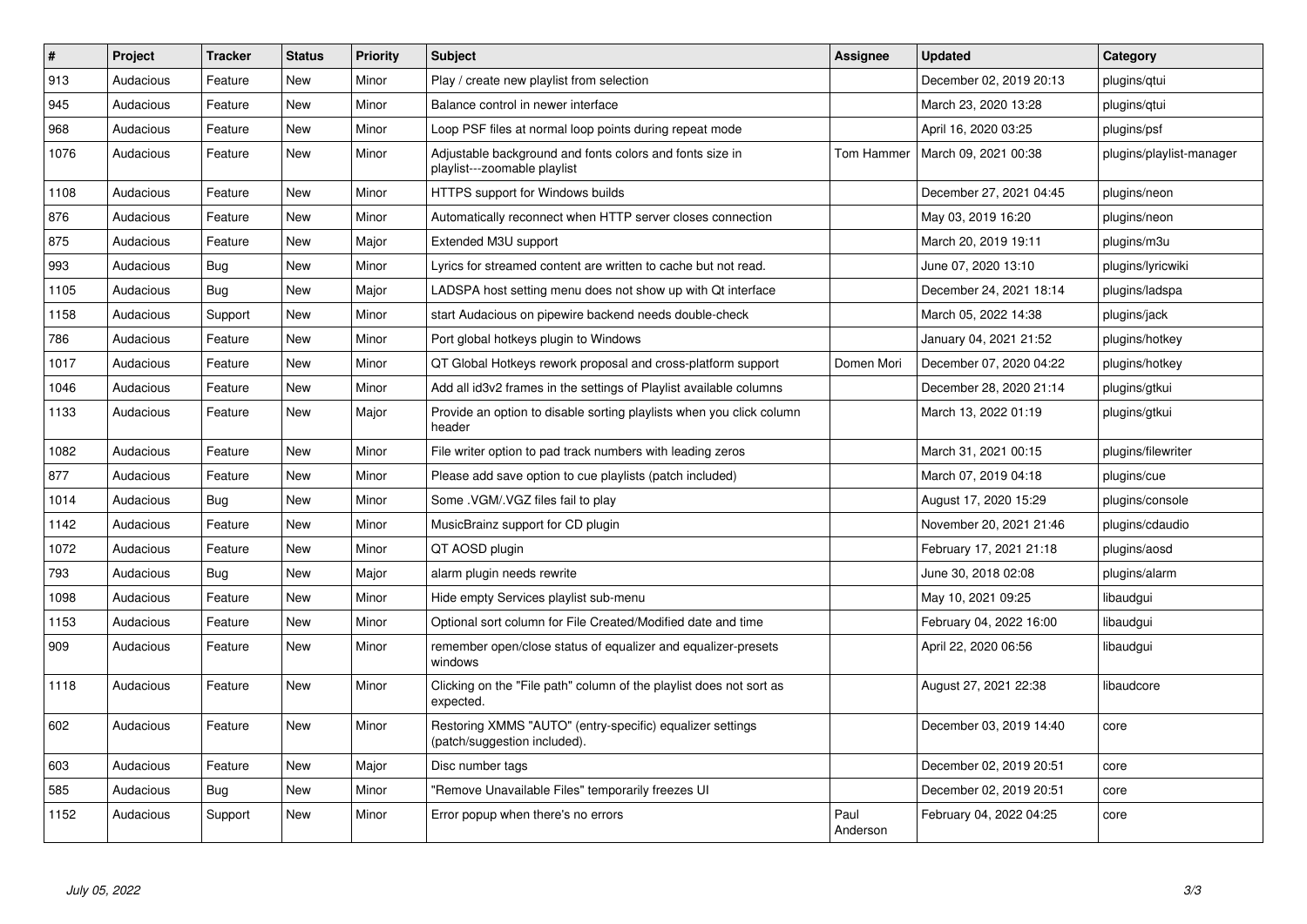| # | Project | Tracker | Status | Priority | Subject | Assignee | Updated | Category |
|---|---|---|---|---|---|---|---|---|
| 913 | Audacious | Feature | New | Minor | Play / create new playlist from selection | | December 02, 2019 20:13 | plugins/qtui |
| 945 | Audacious | Feature | New | Minor | Balance control in newer interface | | March 23, 2020 13:28 | plugins/qtui |
| 968 | Audacious | Feature | New | Minor | Loop PSF files at normal loop points during repeat mode | | April 16, 2020 03:25 | plugins/psf |
| 1076 | Audacious | Feature | New | Minor | Adjustable background and fonts colors and fonts size in playlist---zoomable playlist | Tom Hammer | March 09, 2021 00:38 | plugins/playlist-manager |
| 1108 | Audacious | Feature | New | Minor | HTTPS support for Windows builds | | December 27, 2021 04:45 | plugins/neon |
| 876 | Audacious | Feature | New | Minor | Automatically reconnect when HTTP server closes connection | | May 03, 2019 16:20 | plugins/neon |
| 875 | Audacious | Feature | New | Major | Extended M3U support | | March 20, 2019 19:11 | plugins/m3u |
| 993 | Audacious | Bug | New | Minor | Lyrics for streamed content are written to cache but not read. | | June 07, 2020 13:10 | plugins/lyricwiki |
| 1105 | Audacious | Bug | New | Major | LADSPA host setting menu does not show up with Qt interface | | December 24, 2021 18:14 | plugins/ladspa |
| 1158 | Audacious | Support | New | Minor | start Audacious on pipewire backend needs double-check | | March 05, 2022 14:38 | plugins/jack |
| 786 | Audacious | Feature | New | Minor | Port global hotkeys plugin to Windows | | January 04, 2021 21:52 | plugins/hotkey |
| 1017 | Audacious | Feature | New | Minor | QT Global Hotkeys rework proposal and cross-platform support | Domen Mori | December 07, 2020 04:22 | plugins/hotkey |
| 1046 | Audacious | Feature | New | Minor | Add all id3v2 frames in the settings of Playlist available columns | | December 28, 2020 21:14 | plugins/gtkui |
| 1133 | Audacious | Feature | New | Major | Provide an option to disable sorting playlists when you click column header | | March 13, 2022 01:19 | plugins/gtkui |
| 1082 | Audacious | Feature | New | Minor | File writer option to pad track numbers with leading zeros | | March 31, 2021 00:15 | plugins/filewriter |
| 877 | Audacious | Feature | New | Minor | Please add save option to cue playlists (patch included) | | March 07, 2019 04:18 | plugins/cue |
| 1014 | Audacious | Bug | New | Minor | Some .VGM/.VGZ files fail to play | | August 17, 2020 15:29 | plugins/console |
| 1142 | Audacious | Feature | New | Minor | MusicBrainz support for CD plugin | | November 20, 2021 21:46 | plugins/cdaudio |
| 1072 | Audacious | Feature | New | Minor | QT AOSD plugin | | February 17, 2021 21:18 | plugins/aosd |
| 793 | Audacious | Bug | New | Major | alarm plugin needs rewrite | | June 30, 2018 02:08 | plugins/alarm |
| 1098 | Audacious | Feature | New | Minor | Hide empty Services playlist sub-menu | | May 10, 2021 09:25 | libaudgui |
| 1153 | Audacious | Feature | New | Minor | Optional sort column for File Created/Modified date and time | | February 04, 2022 16:00 | libaudgui |
| 909 | Audacious | Feature | New | Minor | remember open/close status of equalizer and equalizer-presets windows | | April 22, 2020 06:56 | libaudgui |
| 1118 | Audacious | Feature | New | Minor | Clicking on the "File path" column of the playlist does not sort as expected. | | August 27, 2021 22:38 | libaudcore |
| 602 | Audacious | Feature | New | Minor | Restoring XMMS "AUTO" (entry-specific) equalizer settings (patch/suggestion included). | | December 03, 2019 14:40 | core |
| 603 | Audacious | Feature | New | Major | Disc number tags | | December 02, 2019 20:51 | core |
| 585 | Audacious | Bug | New | Minor | "Remove Unavailable Files" temporarily freezes UI | | December 02, 2019 20:51 | core |
| 1152 | Audacious | Support | New | Minor | Error popup when there's no errors | Paul Anderson | February 04, 2022 04:25 | core |